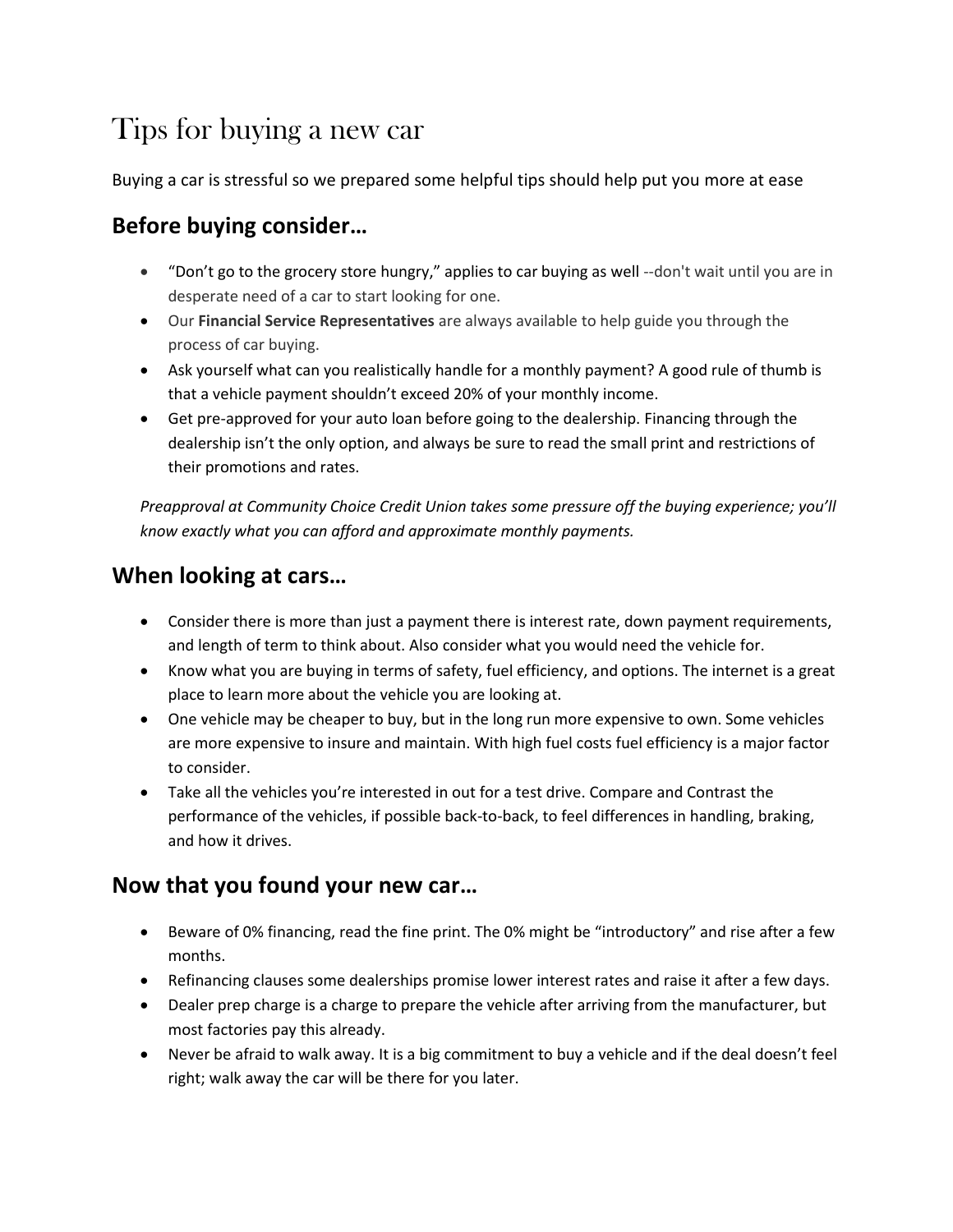# Tips for buying a new car

Buying a car is stressful so we prepared some helpful tips should help put you more at ease

## Before buying consider…

- "Don't go to the grocery store hungry," applies to car buying as well --don't wait until you are in desperate need of a car to start looking for one.
- Our **Financial Service Representatives** are always available to help guide you through the process of car buying.
- Ask yourself what can you realistically handle for a monthly payment? A good rule of thumb is that a vehicle payment shouldn't exceed 20% of your monthly income.
- Get pre-approved for your auto loan before going to the dealership. Financing through the dealership isn't the only option, and always be sure to read the small print and restrictions of their promotions and rates.

*Preapproval at Community Choice Credit Union takes some pressure off the buying experience; you'll know exactly what you can afford and approximate monthly payments.*

## When looking at cars…

- Consider there is more than just a payment there is interest rate, down payment requirements, and length of term to think about. Also consider what you would need the vehicle for.
- Know what you are buying in terms of safety, fuel efficiency, and options. The internet is a great place to learn more about the vehicle you are looking at.
- One vehicle may be cheaper to buy, but in the long run more expensive to own. Some vehicles are more expensive to insure and maintain. With high fuel costs fuel efficiency is a major factor to consider.
- Take all the vehicles you're interested in out for a test drive. Compare and Contrast the performance of the vehicles, if possible back-to-back, to feel differences in handling, braking, and how it drives.

## Now that you found your new car…

- Beware of 0% financing, read the fine print. The 0% might be "introductory" and rise after a few months.
- Refinancing clauses some dealerships promise lower interest rates and raise it after a few days.
- Dealer prep charge is a charge to prepare the vehicle after arriving from the manufacturer, but most factories pay this already.
- Never be afraid to walk away. It is a big commitment to buy a vehicle and if the deal doesn't feel right; walk away the car will be there for you later.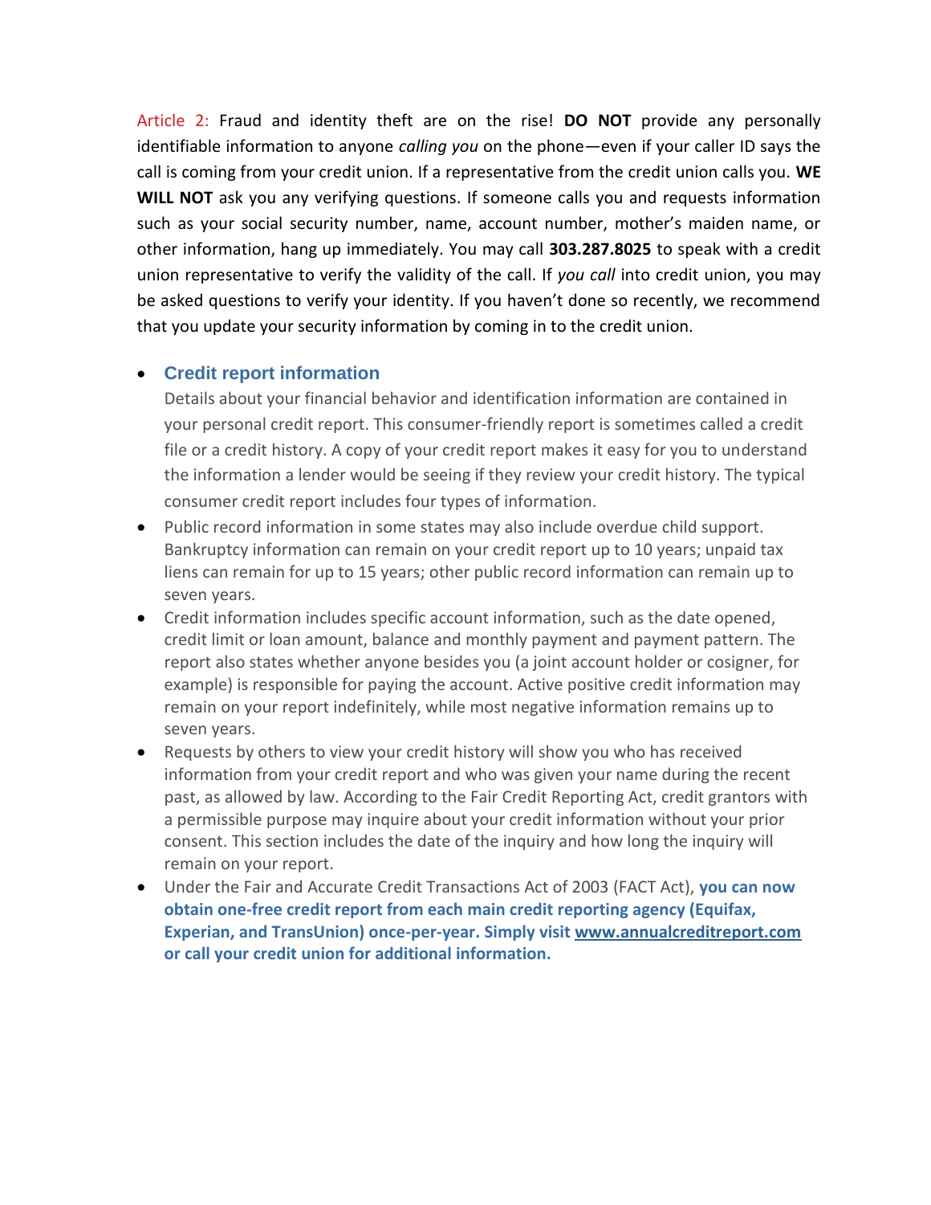Article 2: Fraud and identity theft are on the rise! **DO NOT** provide any personally identifiable information to anyone *calling you* on the phone—even if your caller ID says the call is coming from your credit union. If a representative from the credit union calls you. **WE WILL NOT** ask you any verifying questions. If someone calls you and requests information such as your social security number, name, account number, mother's maiden name, or other information, hang up immediately. You may call **303.287.8025** to speak with a credit union representative to verify the validity of the call. If *you call* into credit union, you may be asked questions to verify your identity. If you haven't done so recently, we recommend that you update your security information by coming in to the credit union.

- **Credit report information**
  Details about your financial behavior and identification information are contained in your personal credit report. This consumer-friendly report is sometimes called a credit file or a credit history. A copy of your credit report makes it easy for you to understand the information a lender would be seeing if they review your credit history. The typical consumer credit report includes four types of information.
- Public record information in some states may also include overdue child support. Bankruptcy information can remain on your credit report up to 10 years; unpaid tax liens can remain for up to 15 years; other public record information can remain up to seven years.
- Credit information includes specific account information, such as the date opened, credit limit or loan amount, balance and monthly payment and payment pattern. The report also states whether anyone besides you (a joint account holder or cosigner, for example) is responsible for paying the account. Active positive credit information may remain on your report indefinitely, while most negative information remains up to seven years.
- Requests by others to view your credit history will show you who has received information from your credit report and who was given your name during the recent past, as allowed by law. According to the Fair Credit Reporting Act, credit grantors with a permissible purpose may inquire about your credit information without your prior consent. This section includes the date of the inquiry and how long the inquiry will remain on your report.
- Under the Fair and Accurate Credit Transactions Act of 2003 (FACT Act), **you can now obtain one-free credit report from each main credit reporting agency (Equifax, Experian, and TransUnion) once-per-year. Simply visit www.annualcreditreport.com or call your credit union for additional information.**